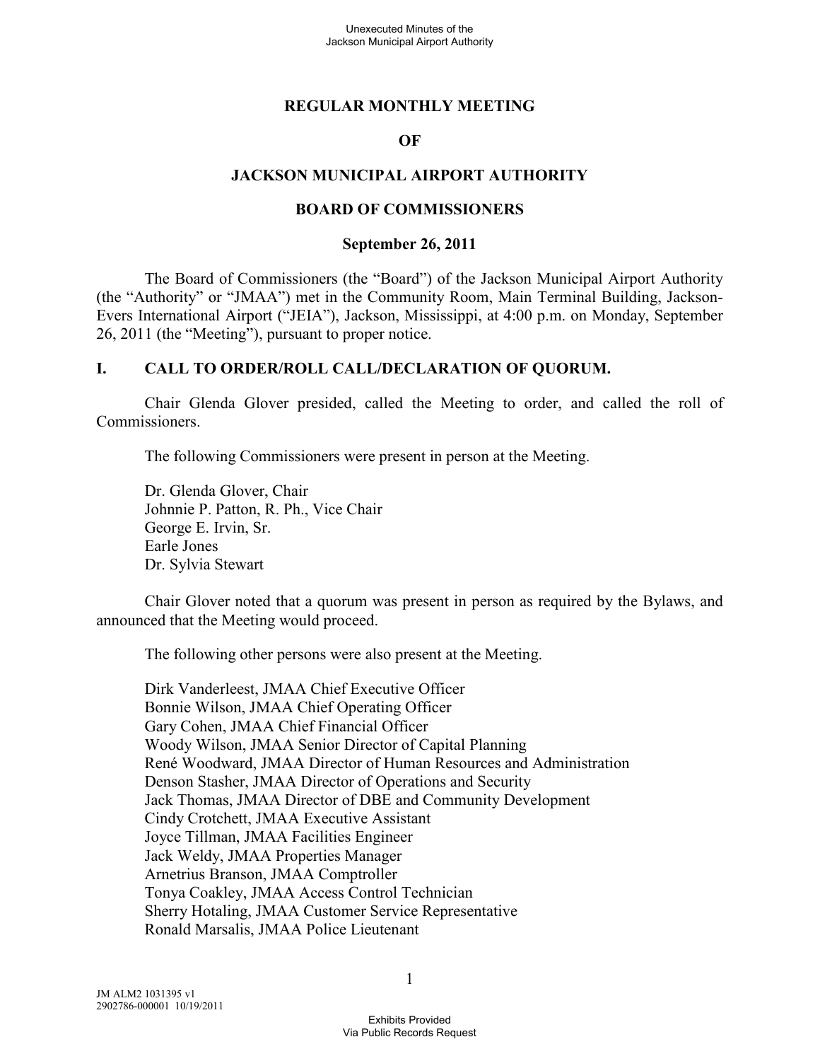# REGULAR MONTHLY MEETING

# OF

# JACKSON MUNICIPAL AIRPORT AUTHORITY

# BOARD OF COMMISSIONERS

## September 26, 2011

The Board of Commissioners (the "Board") of the Jackson Municipal Airport Authority (the "Authority" or "JMAA") met in the Community Room, Main Terminal Building, Jackson-Evers International Airport ("JEIA"), Jackson, Mississippi, at 4:00 p.m. on Monday, September 26, 2011 (the "Meeting"), pursuant to proper notice.

## I. CALL TO ORDER/ROLL CALL/DECLARATION OF QUORUM.

Chair Glenda Glover presided, called the Meeting to order, and called the roll of Commissioners.

The following Commissioners were present in person at the Meeting.

Dr. Glenda Glover, Chair
Johnnie P. Patton, R. Ph., Vice Chair
George E. Irvin, Sr.
Earle Jones
Dr. Sylvia Stewart

Chair Glover noted that a quorum was present in person as required by the Bylaws, and announced that the Meeting would proceed.

The following other persons were also present at the Meeting.

Dirk Vanderleest, JMAA Chief Executive Officer
Bonnie Wilson, JMAA Chief Operating Officer
Gary Cohen, JMAA Chief Financial Officer
Woody Wilson, JMAA Senior Director of Capital Planning
René Woodward, JMAA Director of Human Resources and Administration
Denson Stasher, JMAA Director of Operations and Security
Jack Thomas, JMAA Director of DBE and Community Development
Cindy Crotchett, JMAA Executive Assistant
Joyce Tillman, JMAA Facilities Engineer
Jack Weldy, JMAA Properties Manager
Arnetrius Branson, JMAA Comptroller
Tonya Coakley, JMAA Access Control Technician
Sherry Hotaling, JMAA Customer Service Representative
Ronald Marsalis, JMAA Police Lieutenant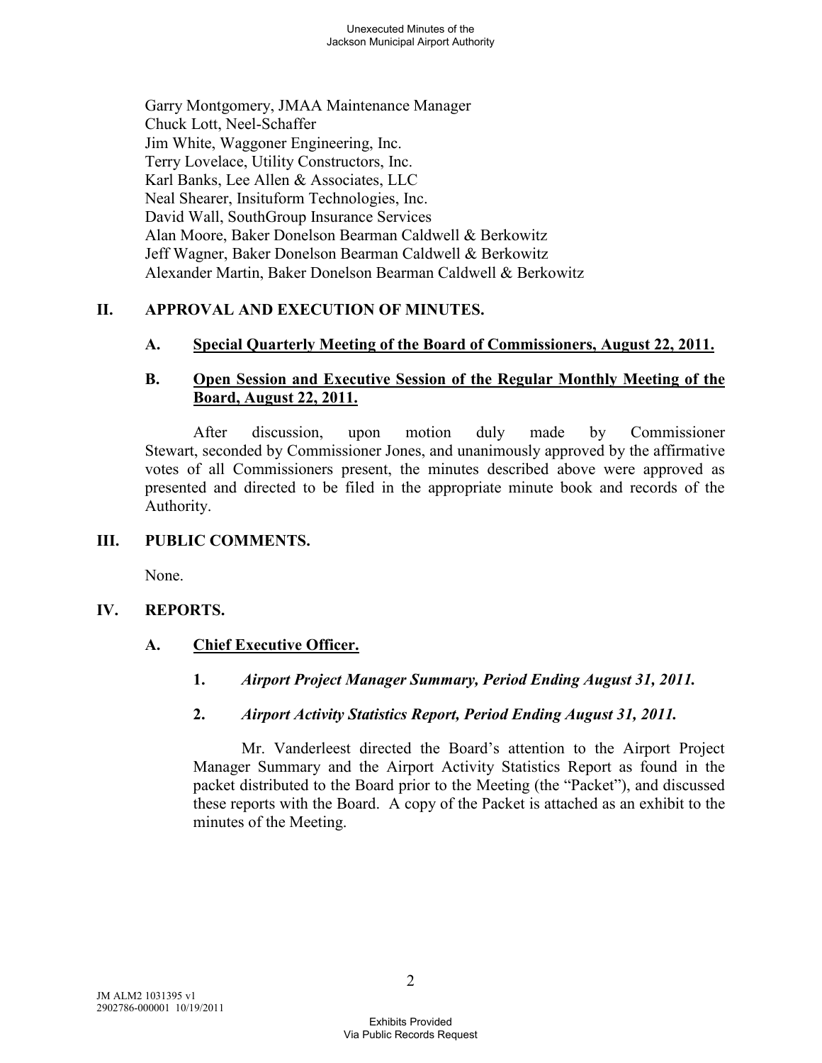Garry Montgomery, JMAA Maintenance Manager
Chuck Lott, Neel-Schaffer
Jim White, Waggoner Engineering, Inc.
Terry Lovelace, Utility Constructors, Inc.
Karl Banks, Lee Allen & Associates, LLC
Neal Shearer, Insituform Technologies, Inc.
David Wall, SouthGroup Insurance Services
Alan Moore, Baker Donelson Bearman Caldwell & Berkowitz
Jeff Wagner, Baker Donelson Bearman Caldwell & Berkowitz
Alexander Martin, Baker Donelson Bearman Caldwell & Berkowitz

## II. APPROVAL AND EXECUTION OF MINUTES.

### A. Special Quarterly Meeting of the Board of Commissioners, August 22, 2011.

### B. Open Session and Executive Session of the Regular Monthly Meeting of the Board, August 22, 2011.

After discussion, upon motion duly made by Commissioner Stewart, seconded by Commissioner Jones, and unanimously approved by the affirmative votes of all Commissioners present, the minutes described above were approved as presented and directed to be filed in the appropriate minute book and records of the Authority.

## III. PUBLIC COMMENTS.

None.

## IV. REPORTS.

### A. Chief Executive Officer.

**1.** ***Airport Project Manager Summary, Period Ending August 31, 2011.***

**2.** ***Airport Activity Statistics Report, Period Ending August 31, 2011.***

Mr. Vanderleest directed the Board's attention to the Airport Project Manager Summary and the Airport Activity Statistics Report as found in the packet distributed to the Board prior to the Meeting (the "Packet"), and discussed these reports with the Board. A copy of the Packet is attached as an exhibit to the minutes of the Meeting.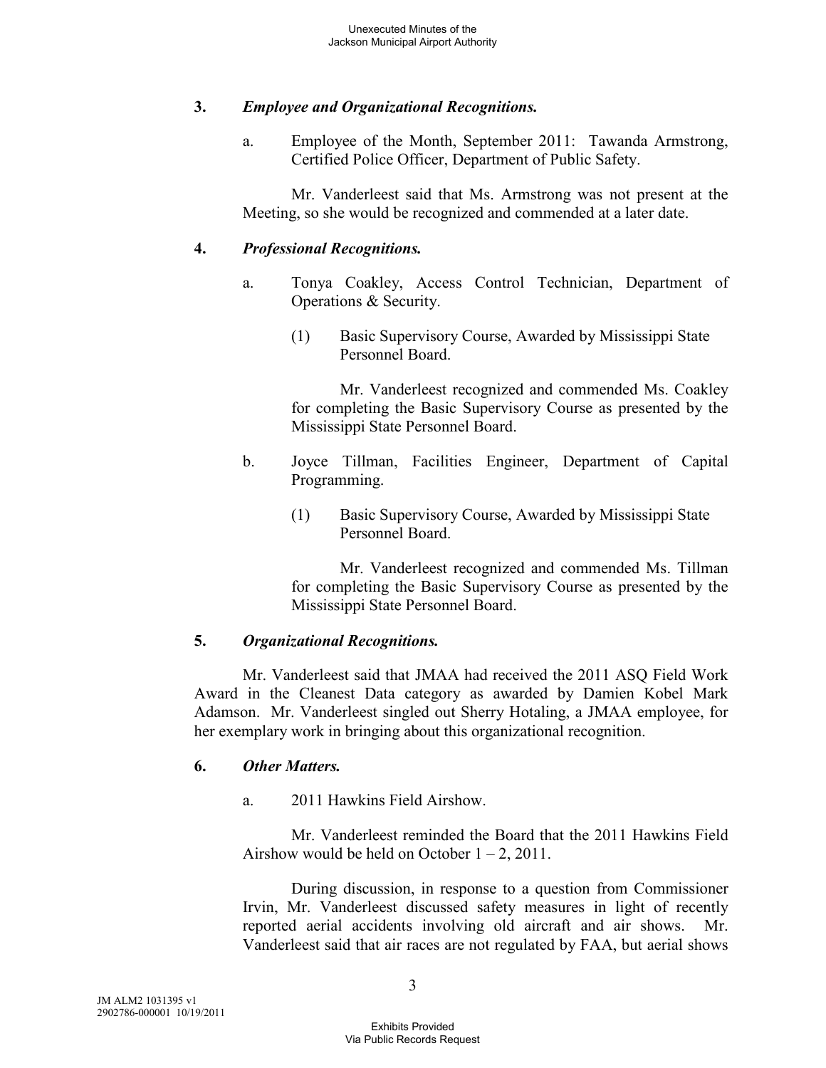**3.** ***Employee and Organizational Recognitions.***

a. Employee of the Month, September 2011: Tawanda Armstrong, Certified Police Officer, Department of Public Safety.

Mr. Vanderleest said that Ms. Armstrong was not present at the Meeting, so she would be recognized and commended at a later date.

**4.** ***Professional Recognitions.***

a. Tonya Coakley, Access Control Technician, Department of Operations & Security.

(1) Basic Supervisory Course, Awarded by Mississippi State Personnel Board.

Mr. Vanderleest recognized and commended Ms. Coakley for completing the Basic Supervisory Course as presented by the Mississippi State Personnel Board.

b. Joyce Tillman, Facilities Engineer, Department of Capital Programming.

(1) Basic Supervisory Course, Awarded by Mississippi State Personnel Board.

Mr. Vanderleest recognized and commended Ms. Tillman for completing the Basic Supervisory Course as presented by the Mississippi State Personnel Board.

**5.** ***Organizational Recognitions.***

Mr. Vanderleest said that JMAA had received the 2011 ASQ Field Work Award in the Cleanest Data category as awarded by Damien Kobel Mark Adamson. Mr. Vanderleest singled out Sherry Hotaling, a JMAA employee, for her exemplary work in bringing about this organizational recognition.

**6.** ***Other Matters.***

a. 2011 Hawkins Field Airshow.

Mr. Vanderleest reminded the Board that the 2011 Hawkins Field Airshow would be held on October 1 – 2, 2011.

During discussion, in response to a question from Commissioner Irvin, Mr. Vanderleest discussed safety measures in light of recently reported aerial accidents involving old aircraft and air shows. Mr. Vanderleest said that air races are not regulated by FAA, but aerial shows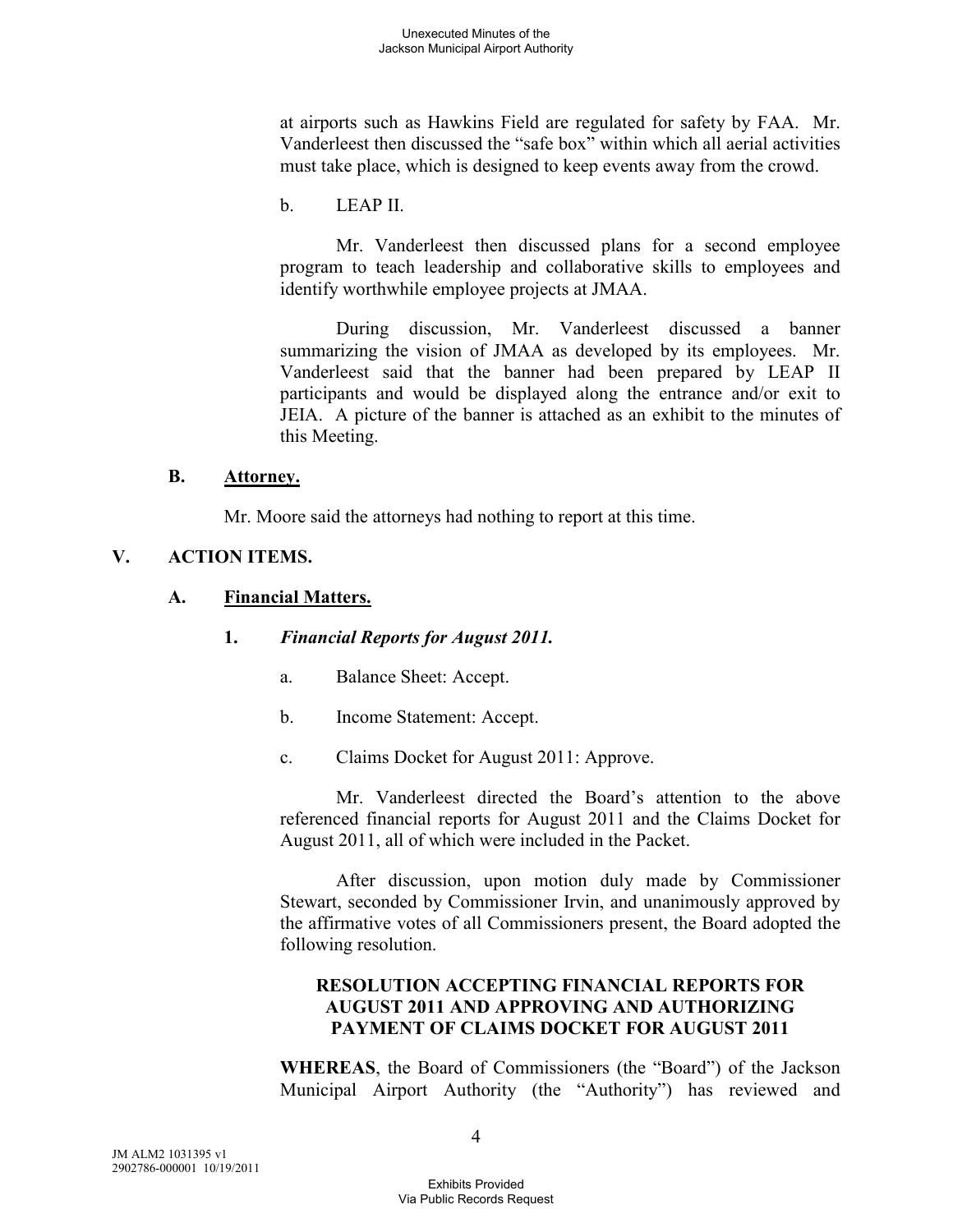at airports such as Hawkins Field are regulated for safety by FAA. Mr. Vanderleest then discussed the "safe box" within which all aerial activities must take place, which is designed to keep events away from the crowd.

b. LEAP II.

Mr. Vanderleest then discussed plans for a second employee program to teach leadership and collaborative skills to employees and identify worthwhile employee projects at JMAA.

During discussion, Mr. Vanderleest discussed a banner summarizing the vision of JMAA as developed by its employees. Mr. Vanderleest said that the banner had been prepared by LEAP II participants and would be displayed along the entrance and/or exit to JEIA. A picture of the banner is attached as an exhibit to the minutes of this Meeting.

### B. Attorney.

Mr. Moore said the attorneys had nothing to report at this time.

## V. ACTION ITEMS.

### A. Financial Matters.

#### 1. *Financial Reports for August 2011.*

a. Balance Sheet: Accept.

b. Income Statement: Accept.

c. Claims Docket for August 2011: Approve.

Mr. Vanderleest directed the Board's attention to the above referenced financial reports for August 2011 and the Claims Docket for August 2011, all of which were included in the Packet.

After discussion, upon motion duly made by Commissioner Stewart, seconded by Commissioner Irvin, and unanimously approved by the affirmative votes of all Commissioners present, the Board adopted the following resolution.

**RESOLUTION ACCEPTING FINANCIAL REPORTS FOR AUGUST 2011 AND APPROVING AND AUTHORIZING PAYMENT OF CLAIMS DOCKET FOR AUGUST 2011**

**WHEREAS**, the Board of Commissioners (the "Board") of the Jackson Municipal Airport Authority (the "Authority") has reviewed and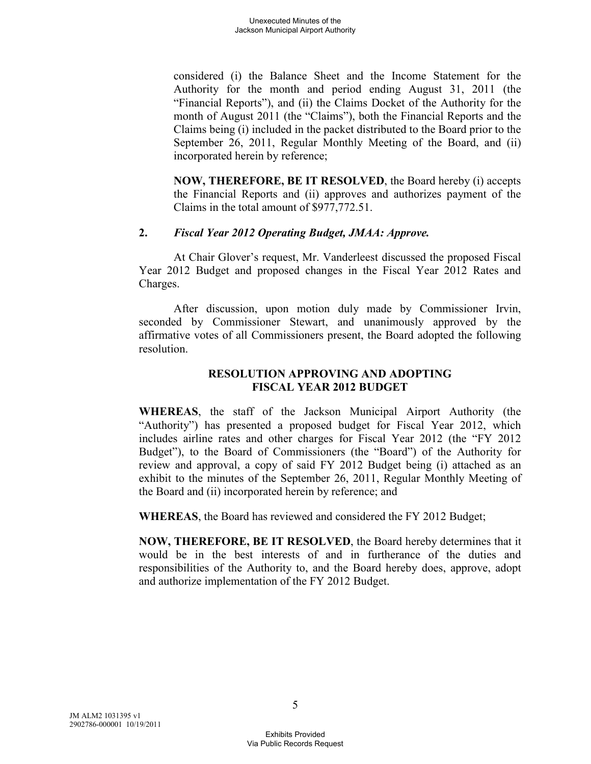considered (i) the Balance Sheet and the Income Statement for the Authority for the month and period ending August 31, 2011 (the "Financial Reports"), and (ii) the Claims Docket of the Authority for the month of August 2011 (the "Claims"), both the Financial Reports and the Claims being (i) included in the packet distributed to the Board prior to the September 26, 2011, Regular Monthly Meeting of the Board, and (ii) incorporated herein by reference;

**NOW, THEREFORE, BE IT RESOLVED**, the Board hereby (i) accepts the Financial Reports and (ii) approves and authorizes payment of the Claims in the total amount of $977,772.51.

**2.** ***Fiscal Year 2012 Operating Budget, JMAA: Approve.***

At Chair Glover's request, Mr. Vanderleest discussed the proposed Fiscal Year 2012 Budget and proposed changes in the Fiscal Year 2012 Rates and Charges.

After discussion, upon motion duly made by Commissioner Irvin, seconded by Commissioner Stewart, and unanimously approved by the affirmative votes of all Commissioners present, the Board adopted the following resolution.

**RESOLUTION APPROVING AND ADOPTING FISCAL YEAR 2012 BUDGET**

**WHEREAS**, the staff of the Jackson Municipal Airport Authority (the "Authority") has presented a proposed budget for Fiscal Year 2012, which includes airline rates and other charges for Fiscal Year 2012 (the "FY 2012 Budget"), to the Board of Commissioners (the "Board") of the Authority for review and approval, a copy of said FY 2012 Budget being (i) attached as an exhibit to the minutes of the September 26, 2011, Regular Monthly Meeting of the Board and (ii) incorporated herein by reference; and

**WHEREAS**, the Board has reviewed and considered the FY 2012 Budget;

**NOW, THEREFORE, BE IT RESOLVED**, the Board hereby determines that it would be in the best interests of and in furtherance of the duties and responsibilities of the Authority to, and the Board hereby does, approve, adopt and authorize implementation of the FY 2012 Budget.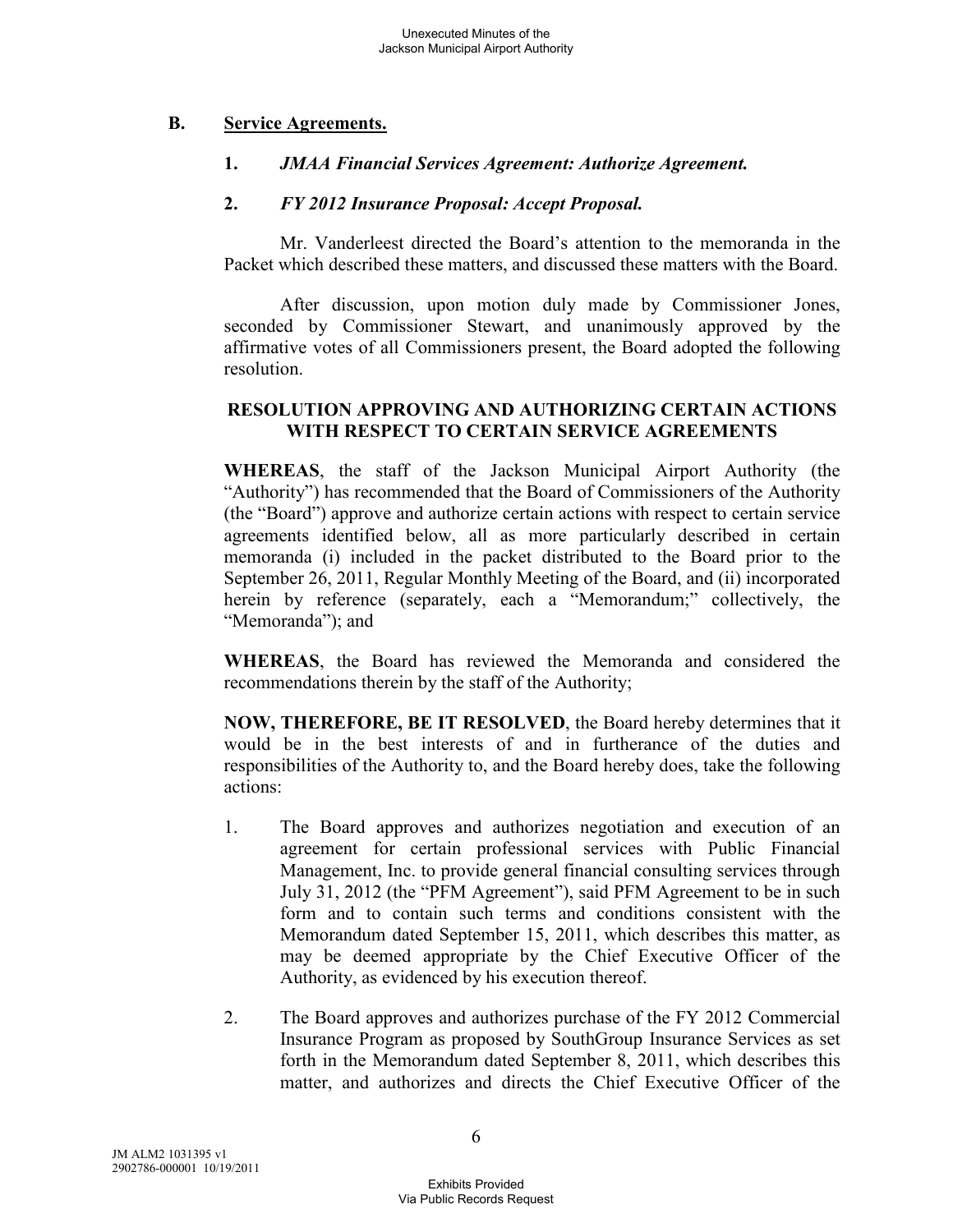## B. Service Agreements.

### 1. *JMAA Financial Services Agreement: Authorize Agreement.*

### 2. *FY 2012 Insurance Proposal: Accept Proposal.*

Mr. Vanderleest directed the Board's attention to the memoranda in the Packet which described these matters, and discussed these matters with the Board.

After discussion, upon motion duly made by Commissioner Jones, seconded by Commissioner Stewart, and unanimously approved by the affirmative votes of all Commissioners present, the Board adopted the following resolution.

**RESOLUTION APPROVING AND AUTHORIZING CERTAIN ACTIONS WITH RESPECT TO CERTAIN SERVICE AGREEMENTS**

**WHEREAS**, the staff of the Jackson Municipal Airport Authority (the "Authority") has recommended that the Board of Commissioners of the Authority (the "Board") approve and authorize certain actions with respect to certain service agreements identified below, all as more particularly described in certain memoranda (i) included in the packet distributed to the Board prior to the September 26, 2011, Regular Monthly Meeting of the Board, and (ii) incorporated herein by reference (separately, each a "Memorandum;" collectively, the "Memoranda"); and

**WHEREAS**, the Board has reviewed the Memoranda and considered the recommendations therein by the staff of the Authority;

**NOW, THEREFORE, BE IT RESOLVED**, the Board hereby determines that it would be in the best interests of and in furtherance of the duties and responsibilities of the Authority to, and the Board hereby does, take the following actions:

1. The Board approves and authorizes negotiation and execution of an agreement for certain professional services with Public Financial Management, Inc. to provide general financial consulting services through July 31, 2012 (the "PFM Agreement"), said PFM Agreement to be in such form and to contain such terms and conditions consistent with the Memorandum dated September 15, 2011, which describes this matter, as may be deemed appropriate by the Chief Executive Officer of the Authority, as evidenced by his execution thereof.

2. The Board approves and authorizes purchase of the FY 2012 Commercial Insurance Program as proposed by SouthGroup Insurance Services as set forth in the Memorandum dated September 8, 2011, which describes this matter, and authorizes and directs the Chief Executive Officer of the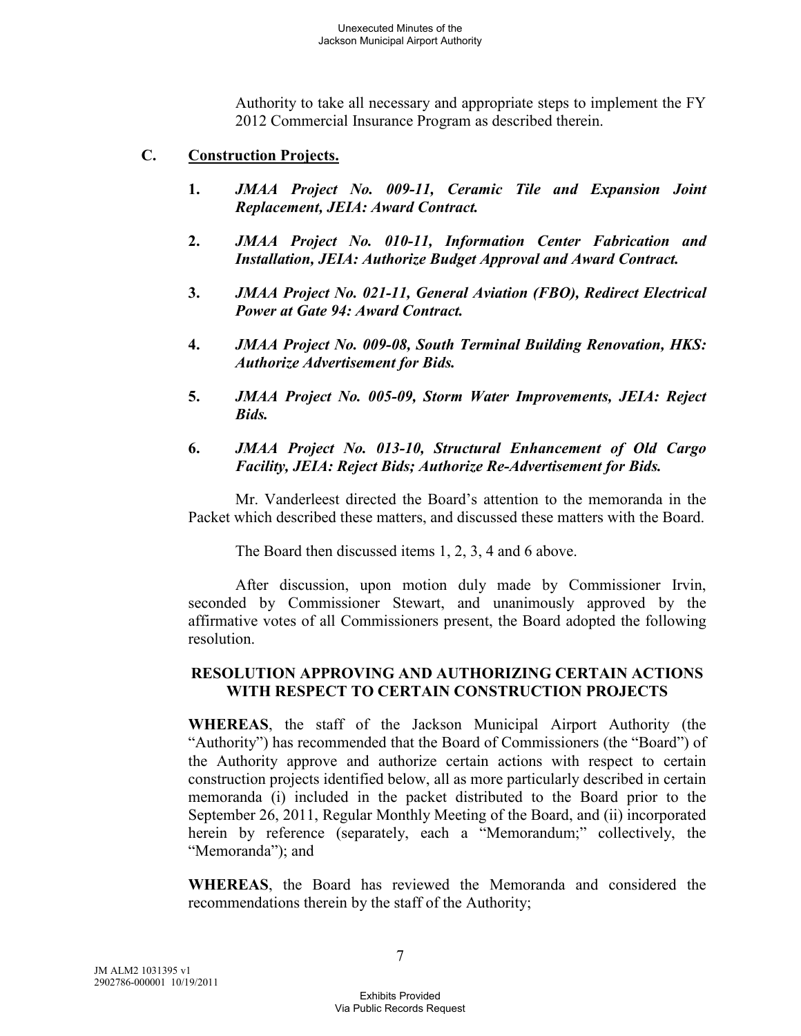Authority to take all necessary and appropriate steps to implement the FY 2012 Commercial Insurance Program as described therein.

**C. Construction Projects.**

1. ***JMAA Project No. 009-11, Ceramic Tile and Expansion Joint Replacement, JEIA: Award Contract.***

2. ***JMAA Project No. 010-11, Information Center Fabrication and Installation, JEIA: Authorize Budget Approval and Award Contract.***

3. ***JMAA Project No. 021-11, General Aviation (FBO), Redirect Electrical Power at Gate 94: Award Contract.***

4. ***JMAA Project No. 009-08, South Terminal Building Renovation, HKS: Authorize Advertisement for Bids.***

5. ***JMAA Project No. 005-09, Storm Water Improvements, JEIA: Reject Bids.***

6. ***JMAA Project No. 013-10, Structural Enhancement of Old Cargo Facility, JEIA: Reject Bids; Authorize Re-Advertisement for Bids.***

Mr. Vanderleest directed the Board's attention to the memoranda in the Packet which described these matters, and discussed these matters with the Board.

The Board then discussed items 1, 2, 3, 4 and 6 above.

After discussion, upon motion duly made by Commissioner Irvin, seconded by Commissioner Stewart, and unanimously approved by the affirmative votes of all Commissioners present, the Board adopted the following resolution.

**RESOLUTION APPROVING AND AUTHORIZING CERTAIN ACTIONS WITH RESPECT TO CERTAIN CONSTRUCTION PROJECTS**

**WHEREAS**, the staff of the Jackson Municipal Airport Authority (the "Authority") has recommended that the Board of Commissioners (the "Board") of the Authority approve and authorize certain actions with respect to certain construction projects identified below, all as more particularly described in certain memoranda (i) included in the packet distributed to the Board prior to the September 26, 2011, Regular Monthly Meeting of the Board, and (ii) incorporated herein by reference (separately, each a "Memorandum;" collectively, the "Memoranda"); and

**WHEREAS**, the Board has reviewed the Memoranda and considered the recommendations therein by the staff of the Authority;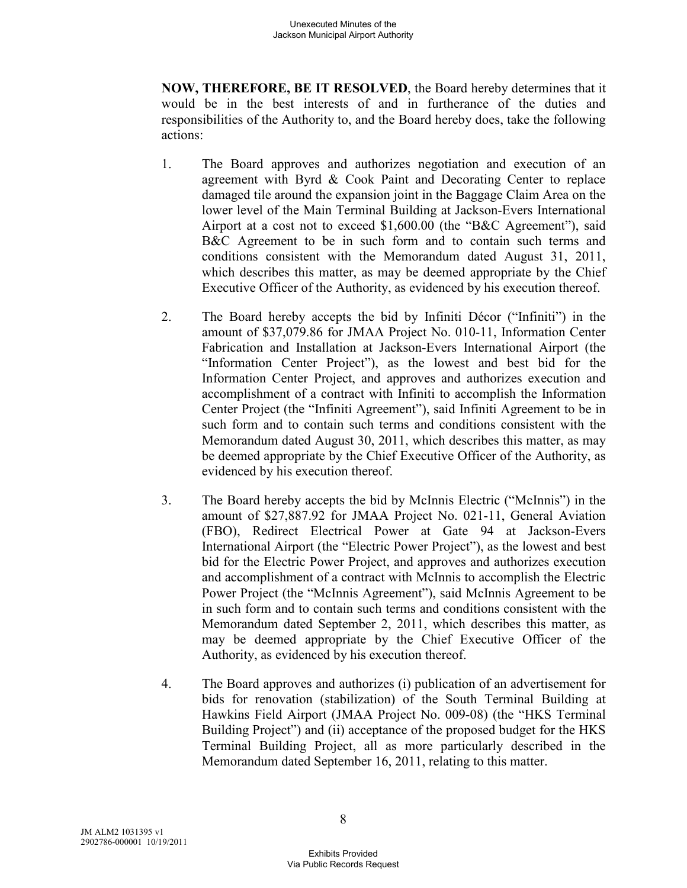**NOW, THEREFORE, BE IT RESOLVED**, the Board hereby determines that it would be in the best interests of and in furtherance of the duties and responsibilities of the Authority to, and the Board hereby does, take the following actions:

1. The Board approves and authorizes negotiation and execution of an agreement with Byrd & Cook Paint and Decorating Center to replace damaged tile around the expansion joint in the Baggage Claim Area on the lower level of the Main Terminal Building at Jackson-Evers International Airport at a cost not to exceed $1,600.00 (the "B&C Agreement"), said B&C Agreement to be in such form and to contain such terms and conditions consistent with the Memorandum dated August 31, 2011, which describes this matter, as may be deemed appropriate by the Chief Executive Officer of the Authority, as evidenced by his execution thereof.

2. The Board hereby accepts the bid by Infiniti Décor ("Infiniti") in the amount of $37,079.86 for JMAA Project No. 010-11, Information Center Fabrication and Installation at Jackson-Evers International Airport (the "Information Center Project"), as the lowest and best bid for the Information Center Project, and approves and authorizes execution and accomplishment of a contract with Infiniti to accomplish the Information Center Project (the "Infiniti Agreement"), said Infiniti Agreement to be in such form and to contain such terms and conditions consistent with the Memorandum dated August 30, 2011, which describes this matter, as may be deemed appropriate by the Chief Executive Officer of the Authority, as evidenced by his execution thereof.

3. The Board hereby accepts the bid by McInnis Electric ("McInnis") in the amount of $27,887.92 for JMAA Project No. 021-11, General Aviation (FBO), Redirect Electrical Power at Gate 94 at Jackson-Evers International Airport (the "Electric Power Project"), as the lowest and best bid for the Electric Power Project, and approves and authorizes execution and accomplishment of a contract with McInnis to accomplish the Electric Power Project (the "McInnis Agreement"), said McInnis Agreement to be in such form and to contain such terms and conditions consistent with the Memorandum dated September 2, 2011, which describes this matter, as may be deemed appropriate by the Chief Executive Officer of the Authority, as evidenced by his execution thereof.

4. The Board approves and authorizes (i) publication of an advertisement for bids for renovation (stabilization) of the South Terminal Building at Hawkins Field Airport (JMAA Project No. 009-08) (the "HKS Terminal Building Project") and (ii) acceptance of the proposed budget for the HKS Terminal Building Project, all as more particularly described in the Memorandum dated September 16, 2011, relating to this matter.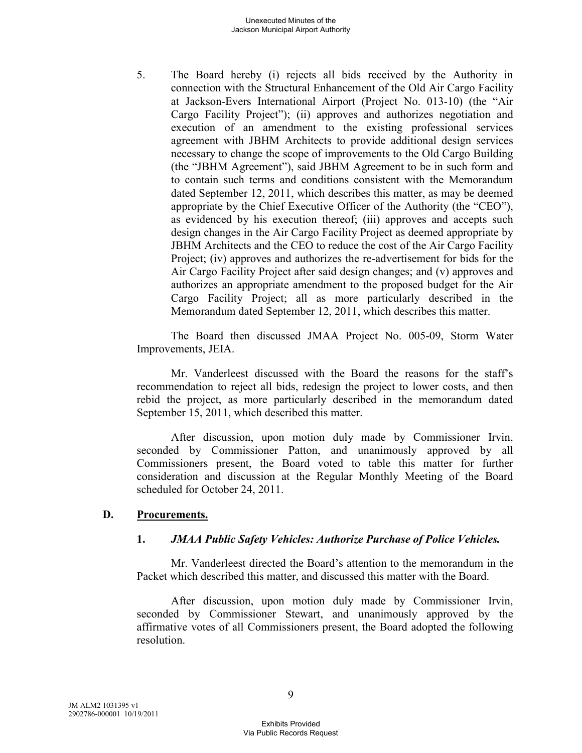5. The Board hereby (i) rejects all bids received by the Authority in connection with the Structural Enhancement of the Old Air Cargo Facility at Jackson-Evers International Airport (Project No. 013-10) (the "Air Cargo Facility Project"); (ii) approves and authorizes negotiation and execution of an amendment to the existing professional services agreement with JBHM Architects to provide additional design services necessary to change the scope of improvements to the Old Cargo Building (the "JBHM Agreement"), said JBHM Agreement to be in such form and to contain such terms and conditions consistent with the Memorandum dated September 12, 2011, which describes this matter, as may be deemed appropriate by the Chief Executive Officer of the Authority (the "CEO"), as evidenced by his execution thereof; (iii) approves and accepts such design changes in the Air Cargo Facility Project as deemed appropriate by JBHM Architects and the CEO to reduce the cost of the Air Cargo Facility Project; (iv) approves and authorizes the re-advertisement for bids for the Air Cargo Facility Project after said design changes; and (v) approves and authorizes an appropriate amendment to the proposed budget for the Air Cargo Facility Project; all as more particularly described in the Memorandum dated September 12, 2011, which describes this matter.

The Board then discussed JMAA Project No. 005-09, Storm Water Improvements, JEIA.

Mr. Vanderleest discussed with the Board the reasons for the staff's recommendation to reject all bids, redesign the project to lower costs, and then rebid the project, as more particularly described in the memorandum dated September 15, 2011, which described this matter.

After discussion, upon motion duly made by Commissioner Irvin, seconded by Commissioner Patton, and unanimously approved by all Commissioners present, the Board voted to table this matter for further consideration and discussion at the Regular Monthly Meeting of the Board scheduled for October 24, 2011.

## D. Procurements.

### 1. *JMAA Public Safety Vehicles: Authorize Purchase of Police Vehicles.*

Mr. Vanderleest directed the Board's attention to the memorandum in the Packet which described this matter, and discussed this matter with the Board.

After discussion, upon motion duly made by Commissioner Irvin, seconded by Commissioner Stewart, and unanimously approved by the affirmative votes of all Commissioners present, the Board adopted the following resolution.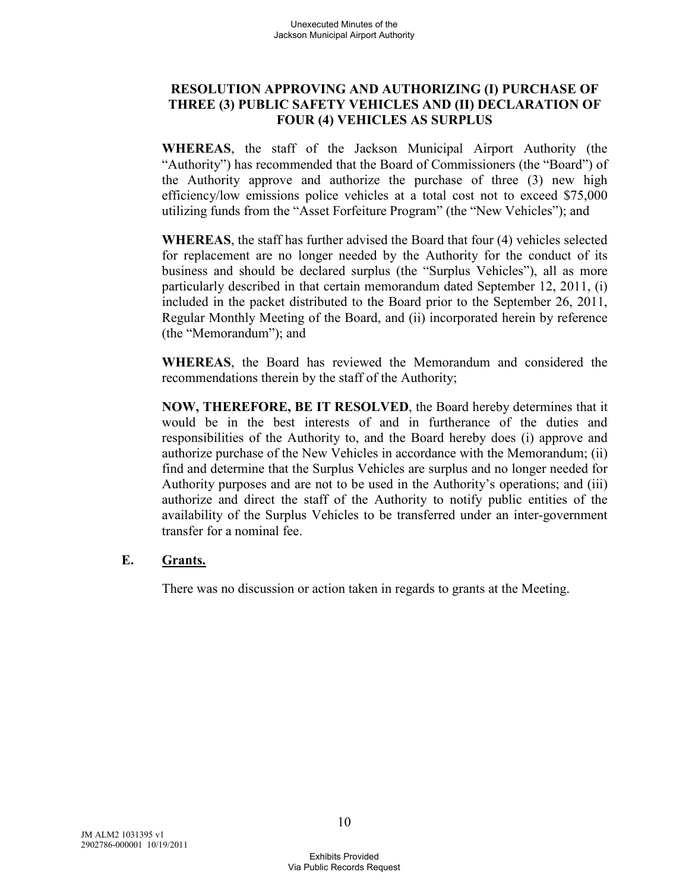**RESOLUTION APPROVING AND AUTHORIZING (I) PURCHASE OF THREE (3) PUBLIC SAFETY VEHICLES AND (II) DECLARATION OF FOUR (4) VEHICLES AS SURPLUS**

**WHEREAS**, the staff of the Jackson Municipal Airport Authority (the "Authority") has recommended that the Board of Commissioners (the "Board") of the Authority approve and authorize the purchase of three (3) new high efficiency/low emissions police vehicles at a total cost not to exceed $75,000 utilizing funds from the "Asset Forfeiture Program" (the "New Vehicles"); and

**WHEREAS**, the staff has further advised the Board that four (4) vehicles selected for replacement are no longer needed by the Authority for the conduct of its business and should be declared surplus (the "Surplus Vehicles"), all as more particularly described in that certain memorandum dated September 12, 2011, (i) included in the packet distributed to the Board prior to the September 26, 2011, Regular Monthly Meeting of the Board, and (ii) incorporated herein by reference (the "Memorandum"); and

**WHEREAS**, the Board has reviewed the Memorandum and considered the recommendations therein by the staff of the Authority;

**NOW, THEREFORE, BE IT RESOLVED**, the Board hereby determines that it would be in the best interests of and in furtherance of the duties and responsibilities of the Authority to, and the Board hereby does (i) approve and authorize purchase of the New Vehicles in accordance with the Memorandum; (ii) find and determine that the Surplus Vehicles are surplus and no longer needed for Authority purposes and are not to be used in the Authority's operations; and (iii) authorize and direct the staff of the Authority to notify public entities of the availability of the Surplus Vehicles to be transferred under an inter-government transfer for a nominal fee.

**E. Grants.**

There was no discussion or action taken in regards to grants at the Meeting.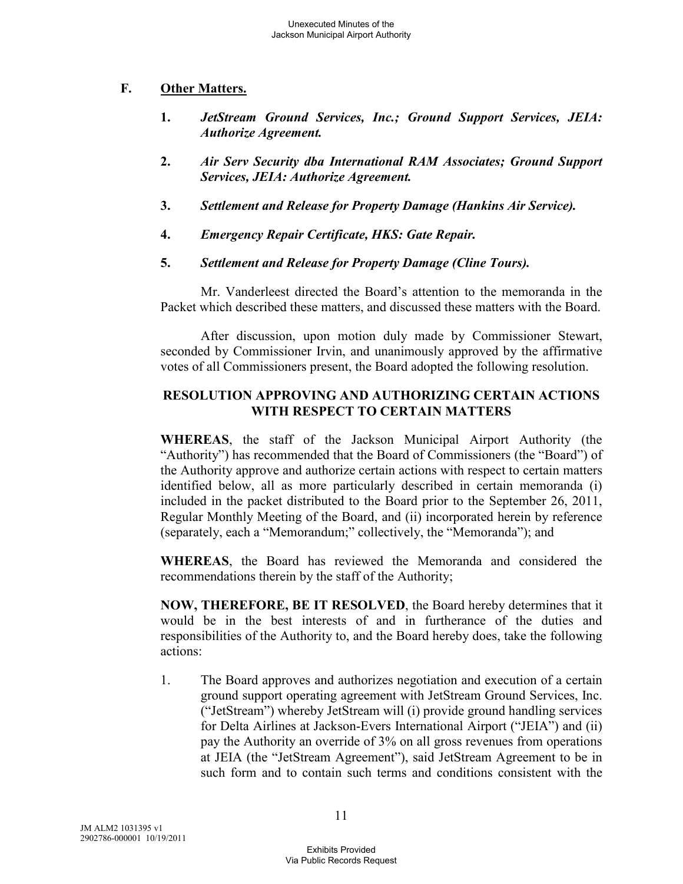## F. Other Matters.

1. ***JetStream Ground Services, Inc.; Ground Support Services, JEIA: Authorize Agreement.***

2. ***Air Serv Security dba International RAM Associates; Ground Support Services, JEIA: Authorize Agreement.***

3. ***Settlement and Release for Property Damage (Hankins Air Service).***

4. ***Emergency Repair Certificate, HKS: Gate Repair.***

5. ***Settlement and Release for Property Damage (Cline Tours).***

Mr. Vanderleest directed the Board's attention to the memoranda in the Packet which described these matters, and discussed these matters with the Board.

After discussion, upon motion duly made by Commissioner Stewart, seconded by Commissioner Irvin, and unanimously approved by the affirmative votes of all Commissioners present, the Board adopted the following resolution.

**RESOLUTION APPROVING AND AUTHORIZING CERTAIN ACTIONS WITH RESPECT TO CERTAIN MATTERS**

**WHEREAS**, the staff of the Jackson Municipal Airport Authority (the "Authority") has recommended that the Board of Commissioners (the "Board") of the Authority approve and authorize certain actions with respect to certain matters identified below, all as more particularly described in certain memoranda (i) included in the packet distributed to the Board prior to the September 26, 2011, Regular Monthly Meeting of the Board, and (ii) incorporated herein by reference (separately, each a "Memorandum;" collectively, the "Memoranda"); and

**WHEREAS**, the Board has reviewed the Memoranda and considered the recommendations therein by the staff of the Authority;

**NOW, THEREFORE, BE IT RESOLVED**, the Board hereby determines that it would be in the best interests of and in furtherance of the duties and responsibilities of the Authority to, and the Board hereby does, take the following actions:

1. The Board approves and authorizes negotiation and execution of a certain ground support operating agreement with JetStream Ground Services, Inc. ("JetStream") whereby JetStream will (i) provide ground handling services for Delta Airlines at Jackson-Evers International Airport ("JEIA") and (ii) pay the Authority an override of 3% on all gross revenues from operations at JEIA (the "JetStream Agreement"), said JetStream Agreement to be in such form and to contain such terms and conditions consistent with the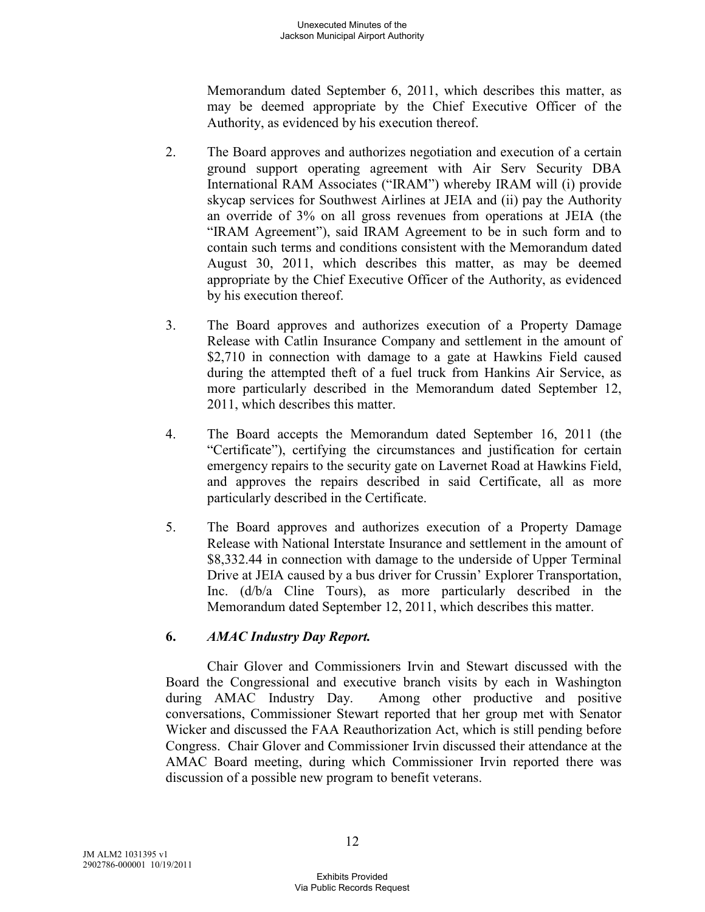Memorandum dated September 6, 2011, which describes this matter, as may be deemed appropriate by the Chief Executive Officer of the Authority, as evidenced by his execution thereof.

2. The Board approves and authorizes negotiation and execution of a certain ground support operating agreement with Air Serv Security DBA International RAM Associates ("IRAM") whereby IRAM will (i) provide skycap services for Southwest Airlines at JEIA and (ii) pay the Authority an override of 3% on all gross revenues from operations at JEIA (the "IRAM Agreement"), said IRAM Agreement to be in such form and to contain such terms and conditions consistent with the Memorandum dated August 30, 2011, which describes this matter, as may be deemed appropriate by the Chief Executive Officer of the Authority, as evidenced by his execution thereof.

3. The Board approves and authorizes execution of a Property Damage Release with Catlin Insurance Company and settlement in the amount of $2,710 in connection with damage to a gate at Hawkins Field caused during the attempted theft of a fuel truck from Hankins Air Service, as more particularly described in the Memorandum dated September 12, 2011, which describes this matter.

4. The Board accepts the Memorandum dated September 16, 2011 (the "Certificate"), certifying the circumstances and justification for certain emergency repairs to the security gate on Lavernet Road at Hawkins Field, and approves the repairs described in said Certificate, all as more particularly described in the Certificate.

5. The Board approves and authorizes execution of a Property Damage Release with National Interstate Insurance and settlement in the amount of $8,332.44 in connection with damage to the underside of Upper Terminal Drive at JEIA caused by a bus driver for Crussin' Explorer Transportation, Inc. (d/b/a Cline Tours), as more particularly described in the Memorandum dated September 12, 2011, which describes this matter.

**6. *AMAC Industry Day Report.***

Chair Glover and Commissioners Irvin and Stewart discussed with the Board the Congressional and executive branch visits by each in Washington during AMAC Industry Day. Among other productive and positive conversations, Commissioner Stewart reported that her group met with Senator Wicker and discussed the FAA Reauthorization Act, which is still pending before Congress. Chair Glover and Commissioner Irvin discussed their attendance at the AMAC Board meeting, during which Commissioner Irvin reported there was discussion of a possible new program to benefit veterans.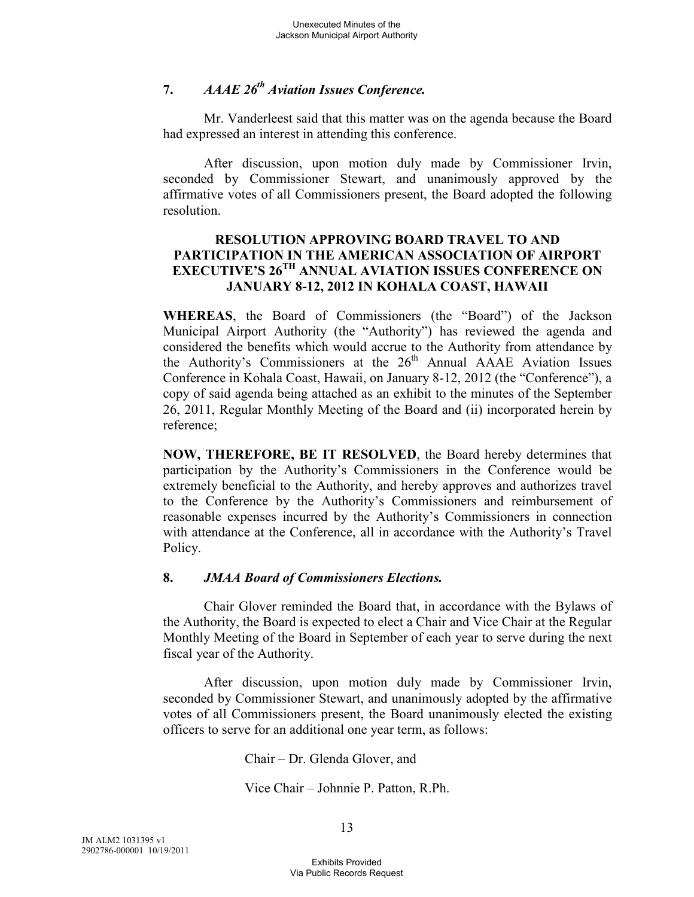## 7. *AAAE 26th Aviation Issues Conference.*

Mr. Vanderleest said that this matter was on the agenda because the Board had expressed an interest in attending this conference.

After discussion, upon motion duly made by Commissioner Irvin, seconded by Commissioner Stewart, and unanimously approved by the affirmative votes of all Commissioners present, the Board adopted the following resolution.

**RESOLUTION APPROVING BOARD TRAVEL TO AND PARTICIPATION IN THE AMERICAN ASSOCIATION OF AIRPORT EXECUTIVE'S 26TH ANNUAL AVIATION ISSUES CONFERENCE ON JANUARY 8-12, 2012 IN KOHALA COAST, HAWAII**

**WHEREAS**, the Board of Commissioners (the "Board") of the Jackson Municipal Airport Authority (the "Authority") has reviewed the agenda and considered the benefits which would accrue to the Authority from attendance by the Authority's Commissioners at the 26th Annual AAAE Aviation Issues Conference in Kohala Coast, Hawaii, on January 8-12, 2012 (the "Conference"), a copy of said agenda being attached as an exhibit to the minutes of the September 26, 2011, Regular Monthly Meeting of the Board and (ii) incorporated herein by reference;

**NOW, THEREFORE, BE IT RESOLVED**, the Board hereby determines that participation by the Authority's Commissioners in the Conference would be extremely beneficial to the Authority, and hereby approves and authorizes travel to the Conference by the Authority's Commissioners and reimbursement of reasonable expenses incurred by the Authority's Commissioners in connection with attendance at the Conference, all in accordance with the Authority's Travel Policy.

## 8. *JMAA Board of Commissioners Elections.*

Chair Glover reminded the Board that, in accordance with the Bylaws of the Authority, the Board is expected to elect a Chair and Vice Chair at the Regular Monthly Meeting of the Board in September of each year to serve during the next fiscal year of the Authority.

After discussion, upon motion duly made by Commissioner Irvin, seconded by Commissioner Stewart, and unanimously adopted by the affirmative votes of all Commissioners present, the Board unanimously elected the existing officers to serve for an additional one year term, as follows:

Chair – Dr. Glenda Glover, and

Vice Chair – Johnnie P. Patton, R.Ph.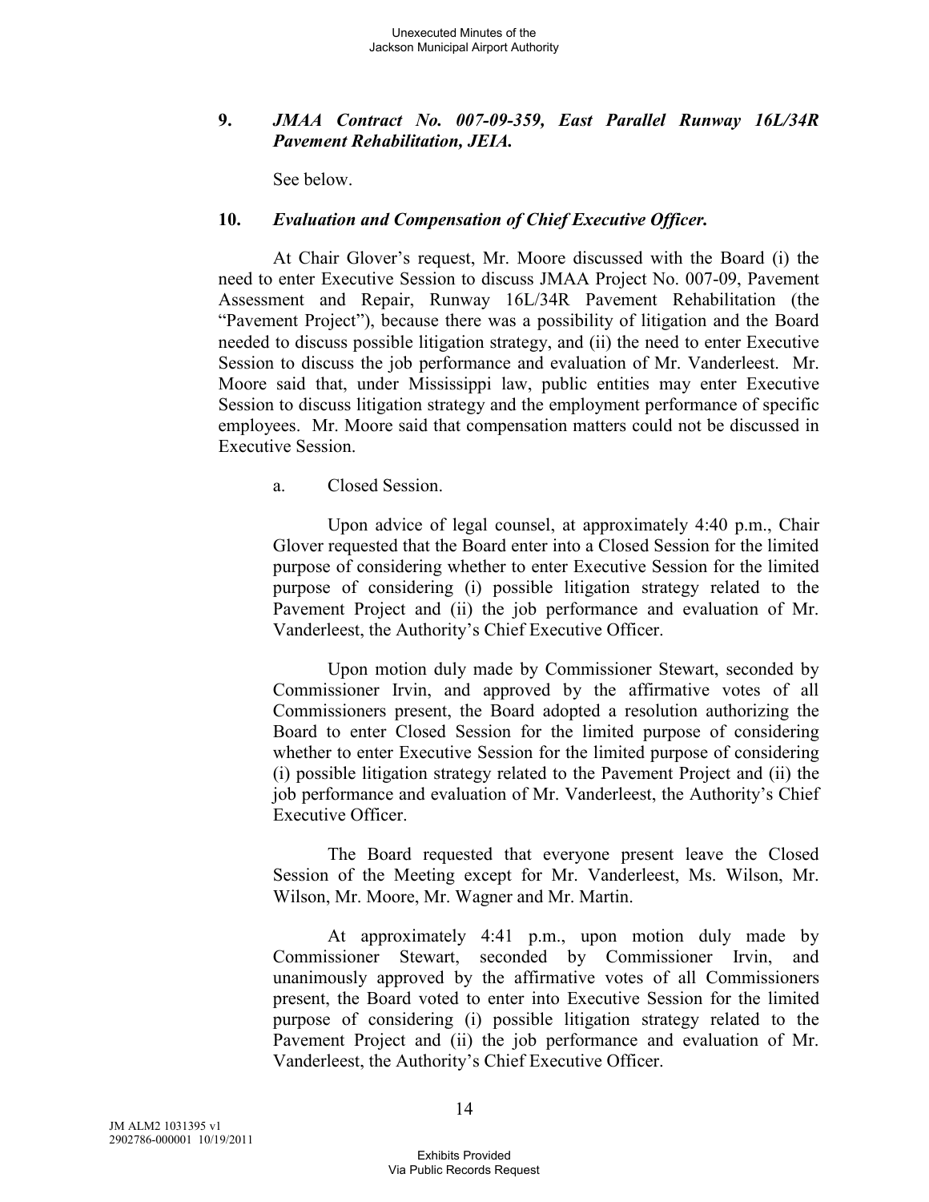**9.** ***JMAA Contract No. 007-09-359, East Parallel Runway 16L/34R Pavement Rehabilitation, JEIA.***

See below.

**10.** ***Evaluation and Compensation of Chief Executive Officer.***

At Chair Glover's request, Mr. Moore discussed with the Board (i) the need to enter Executive Session to discuss JMAA Project No. 007-09, Pavement Assessment and Repair, Runway 16L/34R Pavement Rehabilitation (the "Pavement Project"), because there was a possibility of litigation and the Board needed to discuss possible litigation strategy, and (ii) the need to enter Executive Session to discuss the job performance and evaluation of Mr. Vanderleest. Mr. Moore said that, under Mississippi law, public entities may enter Executive Session to discuss litigation strategy and the employment performance of specific employees. Mr. Moore said that compensation matters could not be discussed in Executive Session.

a. Closed Session.

Upon advice of legal counsel, at approximately 4:40 p.m., Chair Glover requested that the Board enter into a Closed Session for the limited purpose of considering whether to enter Executive Session for the limited purpose of considering (i) possible litigation strategy related to the Pavement Project and (ii) the job performance and evaluation of Mr. Vanderleest, the Authority's Chief Executive Officer.

Upon motion duly made by Commissioner Stewart, seconded by Commissioner Irvin, and approved by the affirmative votes of all Commissioners present, the Board adopted a resolution authorizing the Board to enter Closed Session for the limited purpose of considering whether to enter Executive Session for the limited purpose of considering (i) possible litigation strategy related to the Pavement Project and (ii) the job performance and evaluation of Mr. Vanderleest, the Authority's Chief Executive Officer.

The Board requested that everyone present leave the Closed Session of the Meeting except for Mr. Vanderleest, Ms. Wilson, Mr. Wilson, Mr. Moore, Mr. Wagner and Mr. Martin.

At approximately 4:41 p.m., upon motion duly made by Commissioner Stewart, seconded by Commissioner Irvin, and unanimously approved by the affirmative votes of all Commissioners present, the Board voted to enter into Executive Session for the limited purpose of considering (i) possible litigation strategy related to the Pavement Project and (ii) the job performance and evaluation of Mr. Vanderleest, the Authority's Chief Executive Officer.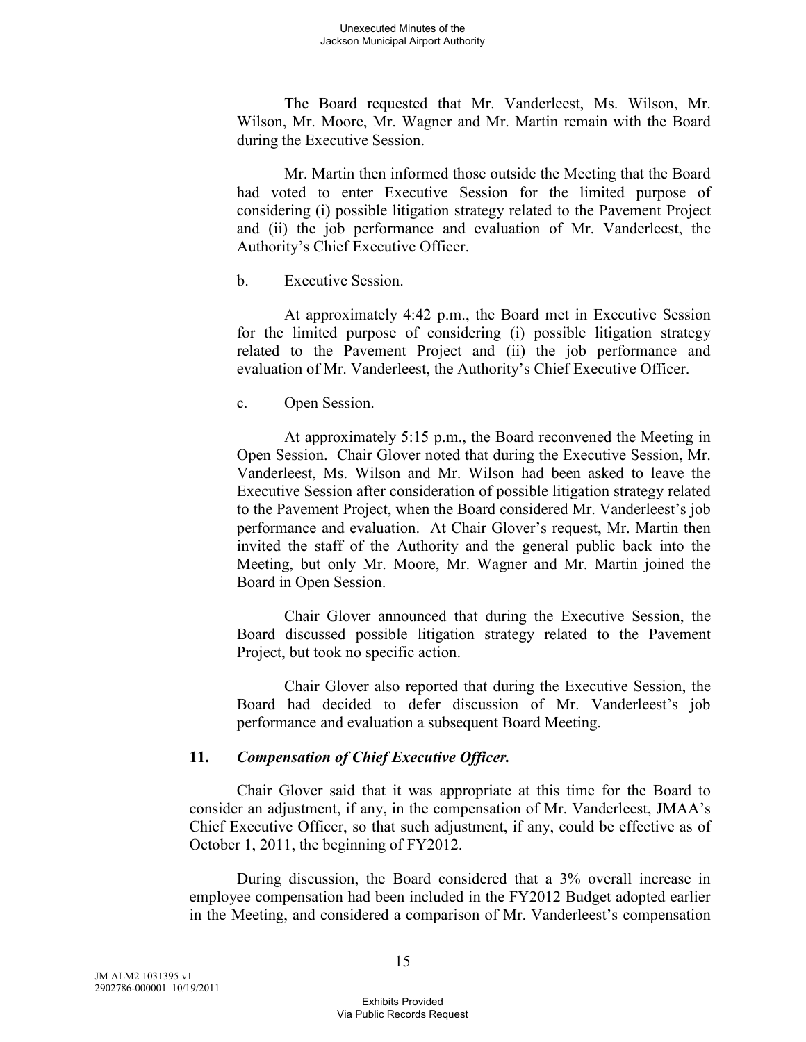The Board requested that Mr. Vanderleest, Ms. Wilson, Mr. Wilson, Mr. Moore, Mr. Wagner and Mr. Martin remain with the Board during the Executive Session.

Mr. Martin then informed those outside the Meeting that the Board had voted to enter Executive Session for the limited purpose of considering (i) possible litigation strategy related to the Pavement Project and (ii) the job performance and evaluation of Mr. Vanderleest, the Authority's Chief Executive Officer.

b. Executive Session.

At approximately 4:42 p.m., the Board met in Executive Session for the limited purpose of considering (i) possible litigation strategy related to the Pavement Project and (ii) the job performance and evaluation of Mr. Vanderleest, the Authority's Chief Executive Officer.

c. Open Session.

At approximately 5:15 p.m., the Board reconvened the Meeting in Open Session. Chair Glover noted that during the Executive Session, Mr. Vanderleest, Ms. Wilson and Mr. Wilson had been asked to leave the Executive Session after consideration of possible litigation strategy related to the Pavement Project, when the Board considered Mr. Vanderleest's job performance and evaluation. At Chair Glover's request, Mr. Martin then invited the staff of the Authority and the general public back into the Meeting, but only Mr. Moore, Mr. Wagner and Mr. Martin joined the Board in Open Session.

Chair Glover announced that during the Executive Session, the Board discussed possible litigation strategy related to the Pavement Project, but took no specific action.

Chair Glover also reported that during the Executive Session, the Board had decided to defer discussion of Mr. Vanderleest's job performance and evaluation a subsequent Board Meeting.

**11. *Compensation of Chief Executive Officer.***

Chair Glover said that it was appropriate at this time for the Board to consider an adjustment, if any, in the compensation of Mr. Vanderleest, JMAA's Chief Executive Officer, so that such adjustment, if any, could be effective as of October 1, 2011, the beginning of FY2012.

During discussion, the Board considered that a 3% overall increase in employee compensation had been included in the FY2012 Budget adopted earlier in the Meeting, and considered a comparison of Mr. Vanderleest's compensation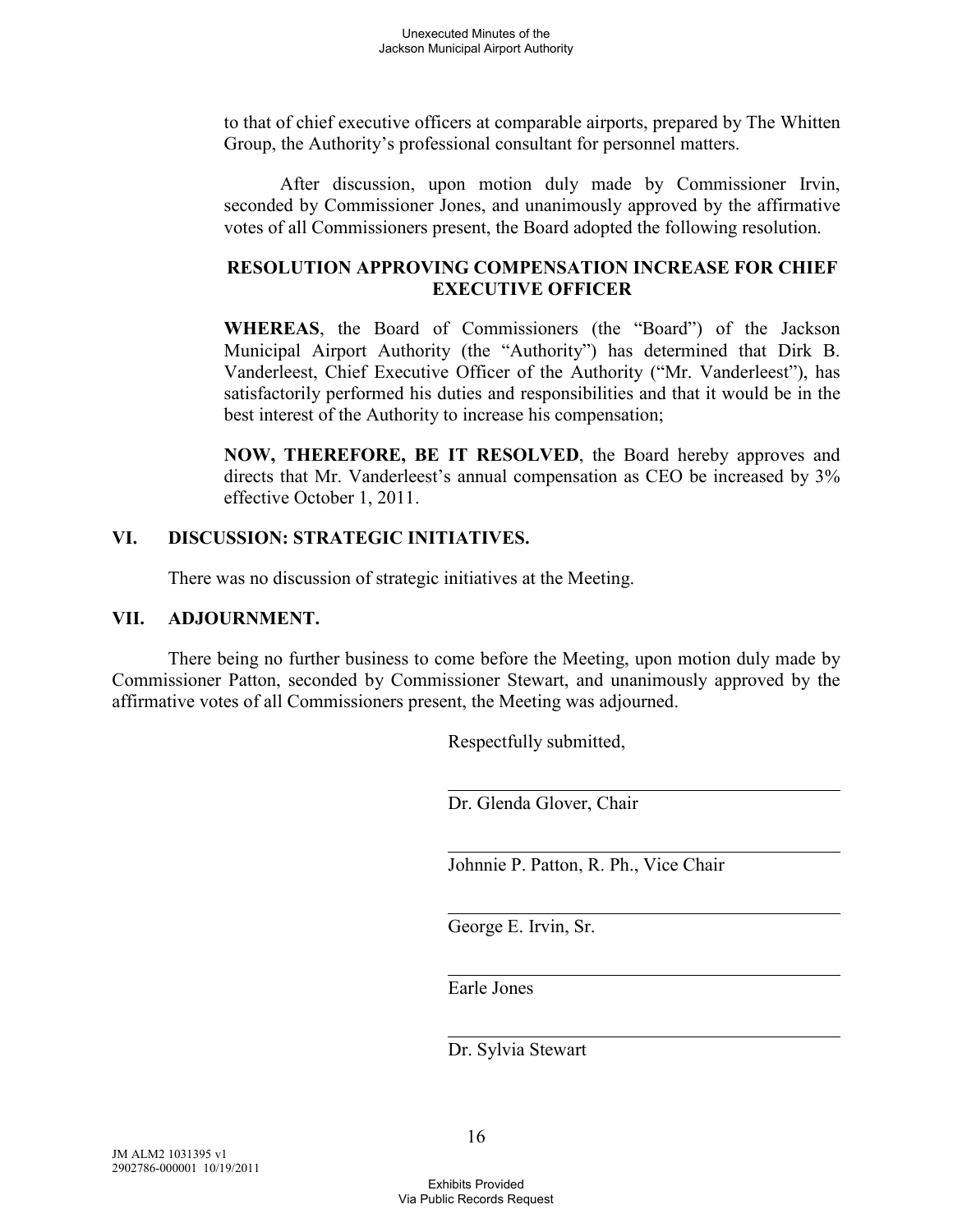to that of chief executive officers at comparable airports, prepared by The Whitten Group, the Authority's professional consultant for personnel matters.

After discussion, upon motion duly made by Commissioner Irvin, seconded by Commissioner Jones, and unanimously approved by the affirmative votes of all Commissioners present, the Board adopted the following resolution.

**RESOLUTION APPROVING COMPENSATION INCREASE FOR CHIEF EXECUTIVE OFFICER**

**WHEREAS**, the Board of Commissioners (the "Board") of the Jackson Municipal Airport Authority (the "Authority") has determined that Dirk B. Vanderleest, Chief Executive Officer of the Authority ("Mr. Vanderleest"), has satisfactorily performed his duties and responsibilities and that it would be in the best interest of the Authority to increase his compensation;

**NOW, THEREFORE, BE IT RESOLVED**, the Board hereby approves and directs that Mr. Vanderleest's annual compensation as CEO be increased by 3% effective October 1, 2011.

## VI. DISCUSSION: STRATEGIC INITIATIVES.

There was no discussion of strategic initiatives at the Meeting.

## VII. ADJOURNMENT.

There being no further business to come before the Meeting, upon motion duly made by Commissioner Patton, seconded by Commissioner Stewart, and unanimously approved by the affirmative votes of all Commissioners present, the Meeting was adjourned.

Respectfully submitted,

\_\_\_\_\_\_\_\_\_\_\_\_\_\_\_\_\_\_\_\_\_\_\_\_\_\_\_\_\_\_\_\_\_\_\_\_\_\_\_\_
Dr. Glenda Glover, Chair

\_\_\_\_\_\_\_\_\_\_\_\_\_\_\_\_\_\_\_\_\_\_\_\_\_\_\_\_\_\_\_\_\_\_\_\_\_\_\_\_
Johnnie P. Patton, R. Ph., Vice Chair

\_\_\_\_\_\_\_\_\_\_\_\_\_\_\_\_\_\_\_\_\_\_\_\_\_\_\_\_\_\_\_\_\_\_\_\_\_\_\_\_
George E. Irvin, Sr.

\_\_\_\_\_\_\_\_\_\_\_\_\_\_\_\_\_\_\_\_\_\_\_\_\_\_\_\_\_\_\_\_\_\_\_\_\_\_\_\_
Earle Jones

\_\_\_\_\_\_\_\_\_\_\_\_\_\_\_\_\_\_\_\_\_\_\_\_\_\_\_\_\_\_\_\_\_\_\_\_\_\_\_\_
Dr. Sylvia Stewart

JM ALM2 1031395 v1
2902786-000001 10/19/2011